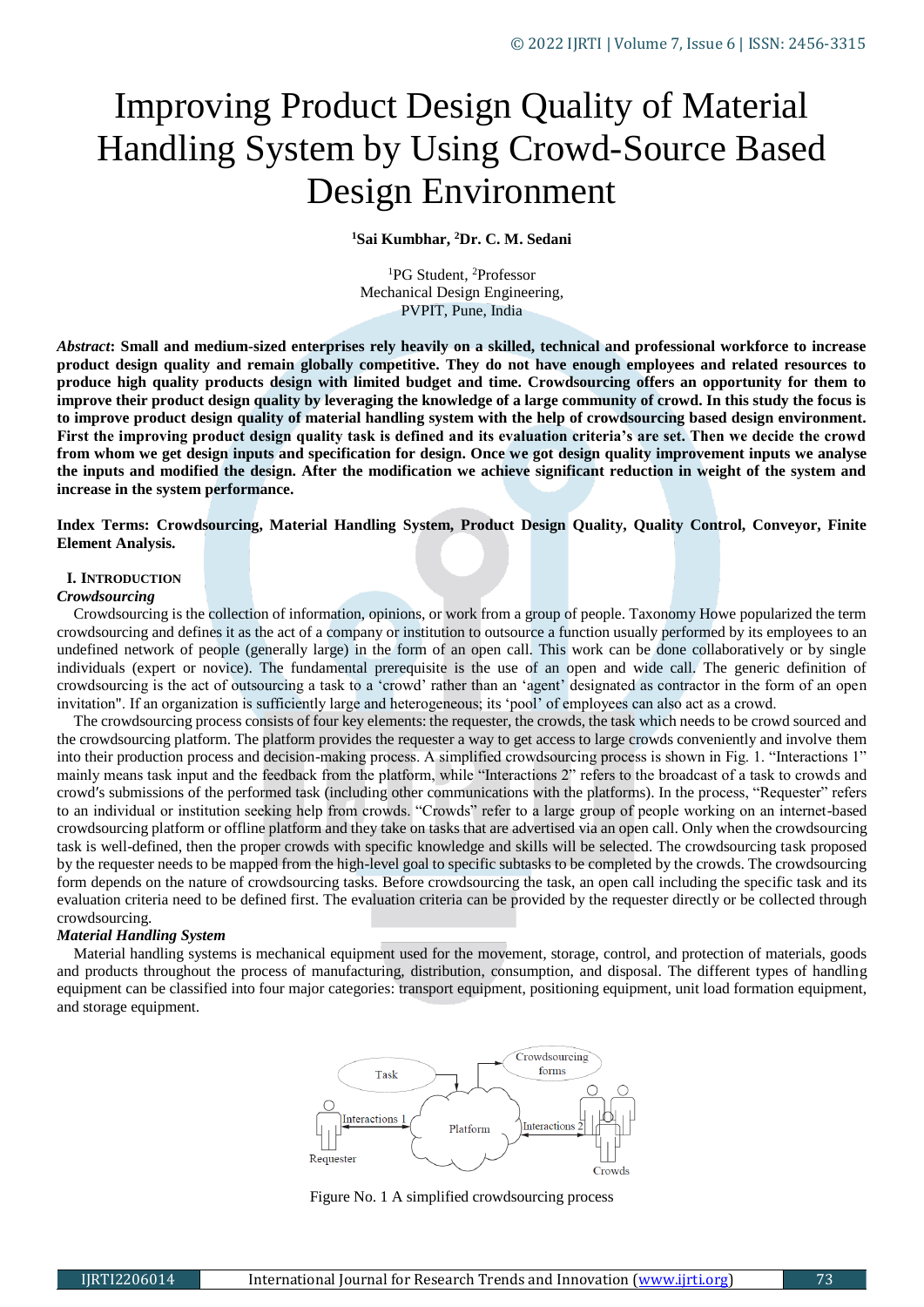# Improving Product Design Quality of Material Handling System by Using Crowd-Source Based Design Environment

**[1]Sai Kumbhar, [2]Dr. C. M. Sedani**

[1]PG Student, [2]Professor
Mechanical Design Engineering,
PVPIT, Pune, India

***Abstract*: Small and medium-sized enterprises rely heavily on a skilled, technical and professional workforce to increase product design quality and remain globally competitive. They do not have enough employees and related resources to produce high quality products design with limited budget and time. Crowdsourcing offers an opportunity for them to improve their product design quality by leveraging the knowledge of a large community of crowd. In this study the focus is to improve product design quality of material handling system with the help of crowdsourcing based design environment. First the improving product design quality task is defined and its evaluation criteria's are set. Then we decide the crowd from whom we get design inputs and specification for design. Once we got design quality improvement inputs we analyse the inputs and modified the design. After the modification we achieve significant reduction in weight of the system and increase in the system performance.**

**Index Terms: Crowdsourcing, Material Handling System, Product Design Quality, Quality Control, Conveyor, Finite Element Analysis.**

## I. Introduction

### *Crowdsourcing*

Crowdsourcing is the collection of information, opinions, or work from a group of people. Taxonomy Howe popularized the term crowdsourcing and defines it as the act of a company or institution to outsource a function usually performed by its employees to an undefined network of people (generally large) in the form of an open call. This work can be done collaboratively or by single individuals (expert or novice). The fundamental prerequisite is the use of an open and wide call. The generic definition of crowdsourcing is the act of outsourcing a task to a 'crowd' rather than an 'agent' designated as contractor in the form of an open invitation". If an organization is sufficiently large and heterogeneous; its 'pool' of employees can also act as a crowd.

The crowdsourcing process consists of four key elements: the requester, the crowds, the task which needs to be crowd sourced and the crowdsourcing platform. The platform provides the requester a way to get access to large crowds conveniently and involve them into their production process and decision-making process. A simplified crowdsourcing process is shown in Fig. 1. "Interactions 1" mainly means task input and the feedback from the platform, while "Interactions 2" refers to the broadcast of a task to crowds and crowd′s submissions of the performed task (including other communications with the platforms). In the process, "Requester" refers to an individual or institution seeking help from crowds. "Crowds" refer to a large group of people working on an internet-based crowdsourcing platform or offline platform and they take on tasks that are advertised via an open call. Only when the crowdsourcing task is well-defined, then the proper crowds with specific knowledge and skills will be selected. The crowdsourcing task proposed by the requester needs to be mapped from the high-level goal to specific subtasks to be completed by the crowds. The crowdsourcing form depends on the nature of crowdsourcing tasks. Before crowdsourcing the task, an open call including the specific task and its evaluation criteria need to be defined first. The evaluation criteria can be provided by the requester directly or be collected through crowdsourcing.

### *Material Handling System*

Material handling systems is mechanical equipment used for the movement, storage, control, and protection of materials, goods and products throughout the process of manufacturing, distribution, consumption, and disposal. The different types of handling equipment can be classified into four major categories: transport equipment, positioning equipment, unit load formation equipment, and storage equipment.

Task — Crowdsourcing forms — Requester — Interactions 1 — Platform — Interactions 2 — Crowds

Figure No. 1 A simplified crowdsourcing process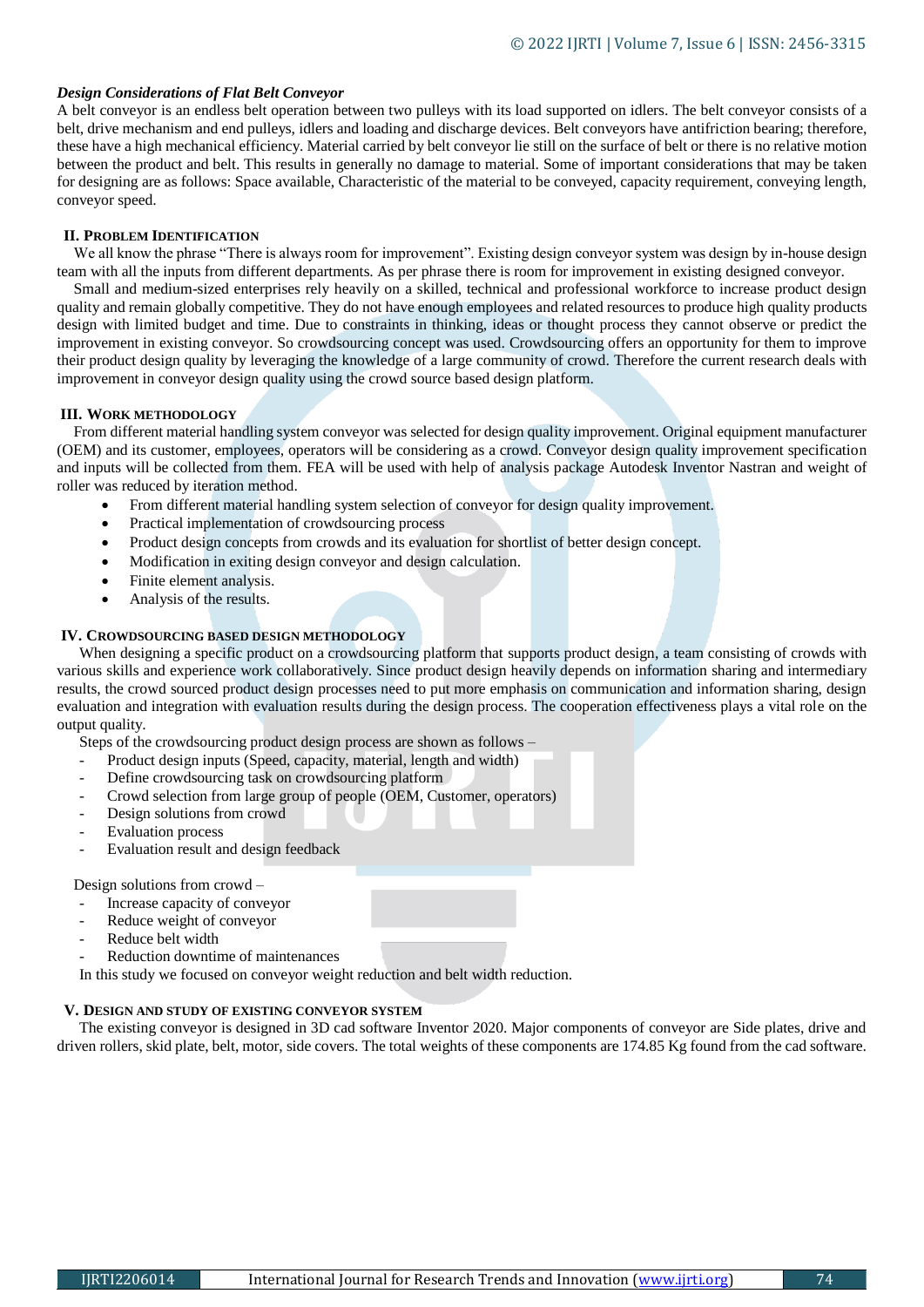### *Design Considerations of Flat Belt Conveyor*

A belt conveyor is an endless belt operation between two pulleys with its load supported on idlers. The belt conveyor consists of a belt, drive mechanism and end pulleys, idlers and loading and discharge devices. Belt conveyors have antifriction bearing; therefore, these have a high mechanical efficiency. Material carried by belt conveyor lie still on the surface of belt or there is no relative motion between the product and belt. This results in generally no damage to material. Some of important considerations that may be taken for designing are as follows: Space available, Characteristic of the material to be conveyed, capacity requirement, conveying length, conveyor speed.

## II. Problem Identification

We all know the phrase "There is always room for improvement". Existing design conveyor system was design by in-house design team with all the inputs from different departments. As per phrase there is room for improvement in existing designed conveyor.

Small and medium-sized enterprises rely heavily on a skilled, technical and professional workforce to increase product design quality and remain globally competitive. They do not have enough employees and related resources to produce high quality products design with limited budget and time. Due to constraints in thinking, ideas or thought process they cannot observe or predict the improvement in existing conveyor. So crowdsourcing concept was used. Crowdsourcing offers an opportunity for them to improve their product design quality by leveraging the knowledge of a large community of crowd. Therefore the current research deals with improvement in conveyor design quality using the crowd source based design platform.

## III. Work methodology

From different material handling system conveyor was selected for design quality improvement. Original equipment manufacturer (OEM) and its customer, employees, operators will be considering as a crowd. Conveyor design quality improvement specification and inputs will be collected from them. FEA will be used with help of analysis package Autodesk Inventor Nastran and weight of roller was reduced by iteration method.

- From different material handling system selection of conveyor for design quality improvement.
- Practical implementation of crowdsourcing process
- Product design concepts from crowds and its evaluation for shortlist of better design concept.
- Modification in exiting design conveyor and design calculation.
- Finite element analysis.
- Analysis of the results.

## IV. Crowdsourcing based design methodology

When designing a specific product on a crowdsourcing platform that supports product design, a team consisting of crowds with various skills and experience work collaboratively. Since product design heavily depends on information sharing and intermediary results, the crowd sourced product design processes need to put more emphasis on communication and information sharing, design evaluation and integration with evaluation results during the design process. The cooperation effectiveness plays a vital role on the output quality.

Steps of the crowdsourcing product design process are shown as follows –

- Product design inputs (Speed, capacity, material, length and width)
- Define crowdsourcing task on crowdsourcing platform
- Crowd selection from large group of people (OEM, Customer, operators)
- Design solutions from crowd
- Evaluation process
- Evaluation result and design feedback

Design solutions from crowd –

- Increase capacity of conveyor
- Reduce weight of conveyor
- Reduce belt width
- Reduction downtime of maintenances

In this study we focused on conveyor weight reduction and belt width reduction.

## V. Design and study of existing conveyor system

The existing conveyor is designed in 3D cad software Inventor 2020. Major components of conveyor are Side plates, drive and driven rollers, skid plate, belt, motor, side covers. The total weights of these components are 174.85 Kg found from the cad software.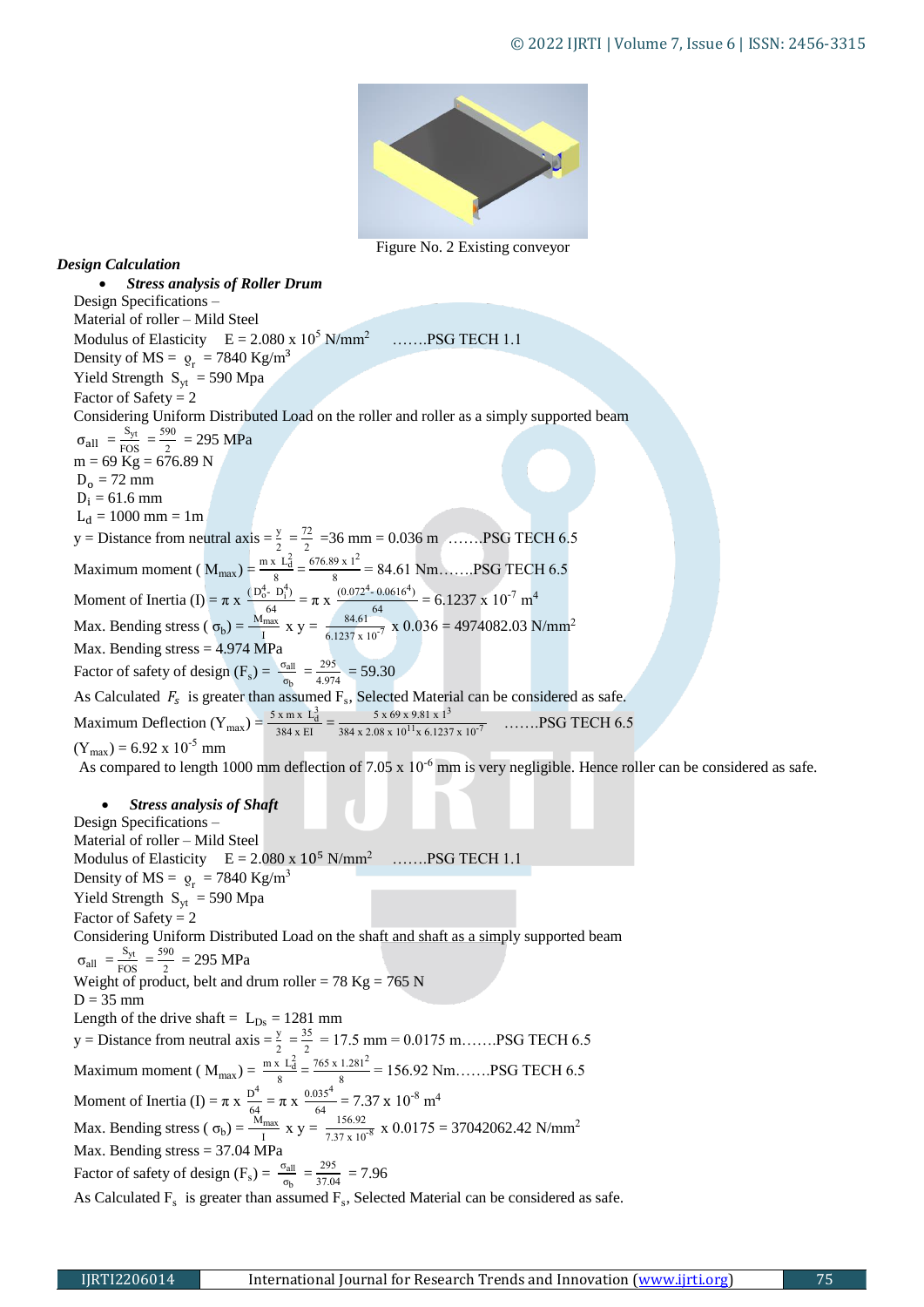Figure No. 2 Existing conveyor

***Design Calculation***

- ***Stress analysis of Roller Drum***

Design Specifications –

Material of roller – Mild Steel

Modulus of Elasticity $E = 2.080 \times 10^5$ N/mm$^2$ …….PSG TECH 1.1

Density of MS = $\varrho_r$ = 7840 Kg/m$^3$

Yield Strength $S_{yt}$ = 590 Mpa

Factor of Safety = 2

Considering Uniform Distributed Load on the roller and roller as a simply supported beam

$\sigma_{all} = \frac{S_{yt}}{FOS} = \frac{590}{2}$ = 295 MPa

m = 69 Kg = 676.89 N

$D_o$ = 72 mm

$D_i$ = 61.6 mm

$L_d$ = 1000 mm = 1m

y = Distance from neutral axis = $\frac{y}{2} = \frac{72}{2}$ =36 mm = 0.036 m …….PSG TECH 6.5

Maximum moment ( $M_{max}$) = $\frac{m \times L_d^2}{8} = \frac{676.89 \times 1^2}{8}$ = 84.61 Nm…….PSG TECH 6.5

Moment of Inertia (I) = $\pi \times \frac{(D_o^4 - D_i^4)}{64} = \pi \times \frac{(0.072^4 - 0.0616^4)}{64} = 6.1237 \times 10^{-7}$ m$^4$

Max. Bending stress ( $\sigma_b$) = $\frac{M_{max}}{I} \times y = \frac{84.61}{6.1237 \times 10^{-7}} \times 0.036$ = 4974082.03 N/mm$^2$

Max. Bending stress = 4.974 MPa

Factor of safety of design ($F_s$) = $\frac{\sigma_{all}}{\sigma_b} = \frac{295}{4.974}$ = 59.30

As Calculated $F_s$ is greater than assumed $F_s$, Selected Material can be considered as safe.

Maximum Deflection ($Y_{max}$) = $\frac{5 \times m \times L_d^3}{384 \times EI} = \frac{5 \times 69 \times 9.81 \times 1^3}{384 \times 2.08 \times 10^{11} \times 6.1237 \times 10^{-7}}$ …….PSG TECH 6.5

($Y_{max}$) = $6.92 \times 10^{-5}$ mm

As compared to length 1000 mm deflection of $7.05 \times 10^{-6}$ mm is very negligible. Hence roller can be considered as safe.

- ***Stress analysis of Shaft***

Design Specifications –

Material of roller – Mild Steel

Modulus of Elasticity $E = 2.080 \times 10^5$ N/mm$^2$ …….PSG TECH 1.1

Density of MS = $\varrho_r$ = 7840 Kg/m$^3$

Yield Strength $S_{yt}$ = 590 Mpa

Factor of Safety = 2

Considering Uniform Distributed Load on the shaft and shaft as a simply supported beam

$\sigma_{all} = \frac{S_{yt}}{FOS} = \frac{590}{2}$ = 295 MPa

Weight of product, belt and drum roller = 78 Kg = 765 N

D = 35 mm

Length of the drive shaft = $L_{Ds}$ = 1281 mm

y = Distance from neutral axis = $\frac{y}{2} = \frac{35}{2}$ = 17.5 mm = 0.0175 m…….PSG TECH 6.5

Maximum moment ( $M_{max}$) = $\frac{m \times L_d^2}{8} = \frac{765 \times 1.281^2}{8}$ = 156.92 Nm…….PSG TECH 6.5

Moment of Inertia (I) = $\pi \times \frac{D^4}{64} = \pi \times \frac{0.035^4}{64} = 7.37 \times 10^{-8}$ m$^4$

Max. Bending stress ( $\sigma_b$) = $\frac{M_{max}}{I} \times y = \frac{156.92}{7.37 \times 10^{-8}} \times 0.0175$ = 37042062.42 N/mm$^2$

Max. Bending stress = 37.04 MPa

Factor of safety of design ($F_s$) = $\frac{\sigma_{all}}{\sigma_b} = \frac{295}{37.04}$ = 7.96

As Calculated $F_s$ is greater than assumed $F_s$, Selected Material can be considered as safe.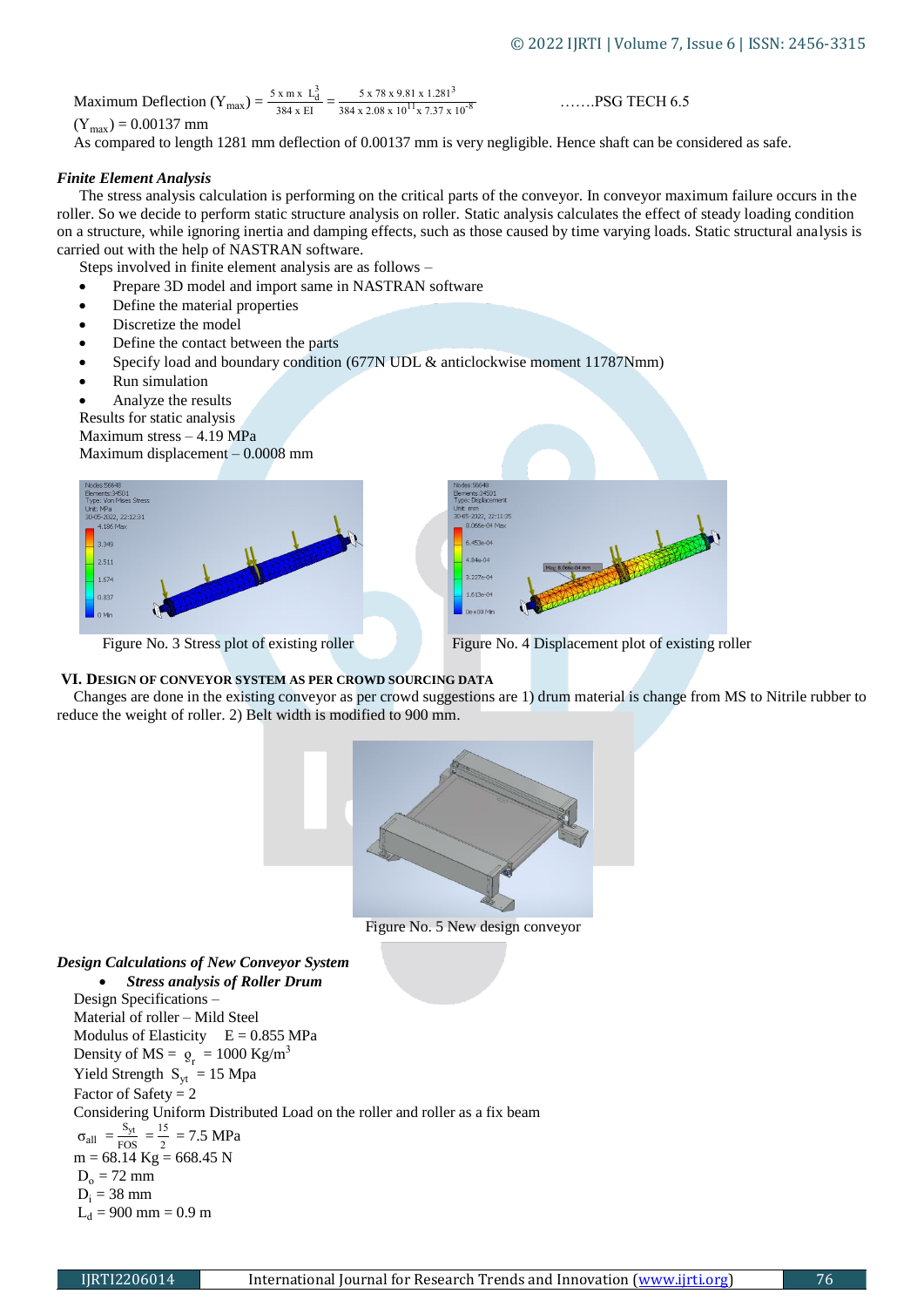Maximum Deflection $(Y_{max}) = \frac{5 \times m \times L_d^3}{384 \times EI} = \frac{5 \times 78 \times 9.81 \times 1.281^3}{384 \times 2.08 \times 10^{11} \times 7.37 \times 10^{-8}}$ …….PSG TECH 6.5

$(Y_{max}) = 0.00137$ mm

As compared to length 1281 mm deflection of 0.00137 mm is very negligible. Hence shaft can be considered as safe.

### *Finite Element Analysis*

The stress analysis calculation is performing on the critical parts of the conveyor. In conveyor maximum failure occurs in the roller. So we decide to perform static structure analysis on roller. Static analysis calculates the effect of steady loading condition on a structure, while ignoring inertia and damping effects, such as those caused by time varying loads. Static structural analysis is carried out with the help of NASTRAN software.

Steps involved in finite element analysis are as follows –

- Prepare 3D model and import same in NASTRAN software
- Define the material properties
- Discretize the model
- Define the contact between the parts
- Specify load and boundary condition (677N UDL & anticlockwise moment 11787Nmm)
- Run simulation
- Analyze the results

Results for static analysis

Maximum stress – 4.19 MPa

Maximum displacement – 0.0008 mm

Figure No. 3 Stress plot of existing roller

Figure No. 4 Displacement plot of existing roller

## VI. Design of Conveyor System as per Crowd Sourcing Data

Changes are done in the existing conveyor as per crowd suggestions are 1) drum material is change from MS to Nitrile rubber to reduce the weight of roller. 2) Belt width is modified to 900 mm.

Figure No. 5 New design conveyor

### *Design Calculations of New Conveyor System*

- ***Stress analysis of Roller Drum***

Design Specifications –

Material of roller – Mild Steel

Modulus of Elasticity $E = 0.855$ MPa

Density of MS = $\varrho_r$ = 1000 Kg/m$^3$

Yield Strength $S_{yt}$ = 15 Mpa

Factor of Safety = 2

Considering Uniform Distributed Load on the roller and roller as a fix beam

$\sigma_{all} = \frac{S_{yt}}{FOS} = \frac{15}{2} = 7.5$ MPa

m = 68.14 Kg = 668.45 N

$D_o$ = 72 mm

$D_i$ = 38 mm

$L_d$ = 900 mm = 0.9 m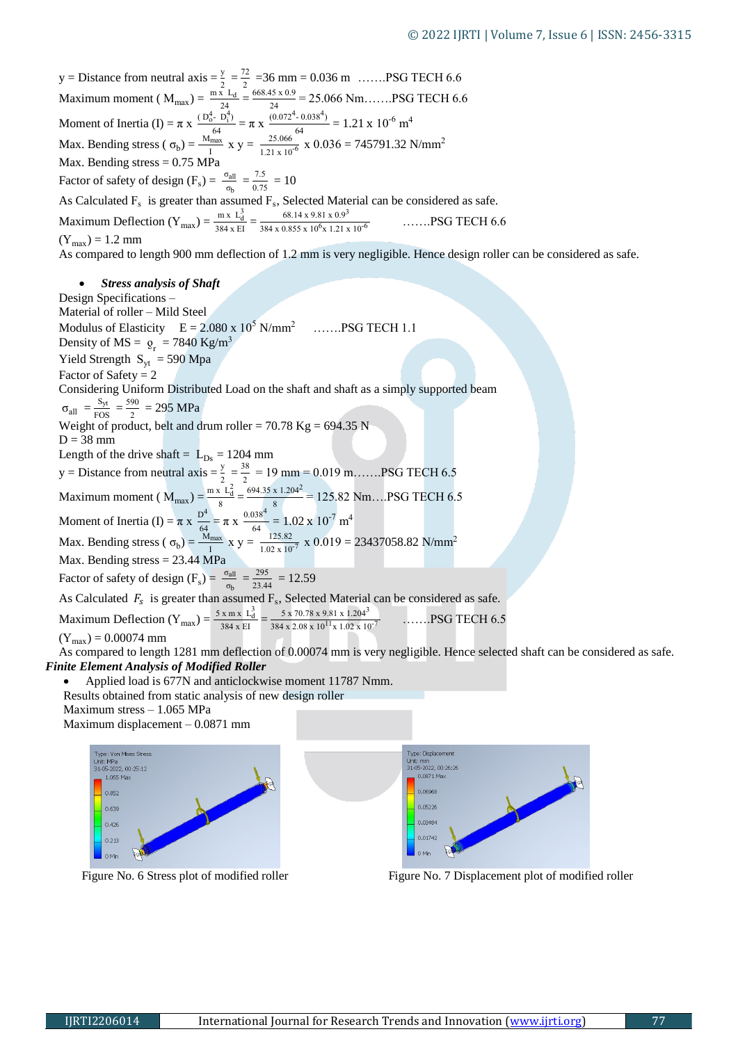y = Distance from neutral axis = $\frac{y}{2} = \frac{72}{2}$ =36 mm = 0.036 m …….PSG TECH 6.6

Maximum moment ( $M_{max}$) = $\frac{m \times L_d}{24} = \frac{668.45 \times 0.9}{24}$ = 25.066 Nm…….PSG TECH 6.6

Moment of Inertia (I) = $\pi \times \frac{(D_o^4 - D_i^4)}{64} = \pi \times \frac{(0.072^4 - 0.038^4)}{64}$ = $1.21 \times 10^{-6}$ $m^4$

Max. Bending stress ( $\sigma_b$) = $\frac{M_{max}}{I} \times y = \frac{25.066}{1.21 \times 10^{-6}} \times 0.036$ = 745791.32 $N/mm^2$

Max. Bending stress = 0.75 MPa

Factor of safety of design ($F_s$) = $\frac{\sigma_{all}}{\sigma_b} = \frac{7.5}{0.75}$ = 10

As Calculated $F_s$ is greater than assumed $F_s$, Selected Material can be considered as safe.

Maximum Deflection ($Y_{max}$) = $\frac{m \times L_d^3}{384 \times EI} = \frac{68.14 \times 9.81 \times 0.9^3}{384 \times 0.855 \times 10^6 \times 1.21 \times 10^{-6}}$ …….PSG TECH 6.6

($Y_{max}$) = 1.2 mm

As compared to length 900 mm deflection of 1.2 mm is very negligible. Hence design roller can be considered as safe.

- ***Stress analysis of Shaft***

Design Specifications –

Material of roller – Mild Steel

Modulus of Elasticity E = $2.080 \times 10^5$ $N/mm^2$ …….PSG TECH 1.1

Density of MS = $\varrho_r$ = 7840 $Kg/m^3$

Yield Strength $S_{yt}$ = 590 Mpa

Factor of Safety = 2

Considering Uniform Distributed Load on the shaft and shaft as a simply supported beam

$\sigma_{all} = \frac{S_{yt}}{FOS} = \frac{590}{2}$ = 295 MPa

Weight of product, belt and drum roller = 70.78 Kg = 694.35 N

D = 38 mm

Length of the drive shaft = $L_{Ds}$ = 1204 mm

y = Distance from neutral axis = $\frac{y}{2} = \frac{38}{2}$ = 19 mm = 0.019 m…….PSG TECH 6.5

Maximum moment ( $M_{max}$) = $\frac{m \times L_d^2}{8} = \frac{694.35 \times 1.204^2}{8}$ = 125.82 Nm….PSG TECH 6.5

Moment of Inertia (I) = $\pi \times \frac{D^4}{64} = \pi \times \frac{0.038^4}{64}$ = $1.02 \times 10^{-7}$ $m^4$

Max. Bending stress ( $\sigma_b$) = $\frac{M_{max}}{I} \times y = \frac{125.82}{1.02 \times 10^{-7}} \times 0.019$ = 23437058.82 $N/mm^2$

Max. Bending stress = 23.44 MPa

Factor of safety of design ($F_s$) = $\frac{\sigma_{all}}{\sigma_b} = \frac{295}{23.44}$ = 12.59

As Calculated $F_s$ is greater than assumed $F_s$, Selected Material can be considered as safe.

Maximum Deflection ($Y_{max}$) = $\frac{5 \times m \times L_d^3}{384 \times EI} = \frac{5 \times 70.78 \times 9.81 \times 1.204^3}{384 \times 2.08 \times 10^{11} \times 1.02 \times 10^{-7}}$ …….PSG TECH 6.5

($Y_{max}$) = 0.00074 mm

As compared to length 1281 mm deflection of 0.00074 mm is very negligible. Hence selected shaft can be considered as safe.

***Finite Element Analysis of Modified Roller***

- Applied load is 677N and anticlockwise moment 11787 Nmm.

Results obtained from static analysis of new design roller

Maximum stress – 1.065 MPa

Maximum displacement – 0.0871 mm

Figure No. 6 Stress plot of modified roller

Figure No. 7 Displacement plot of modified roller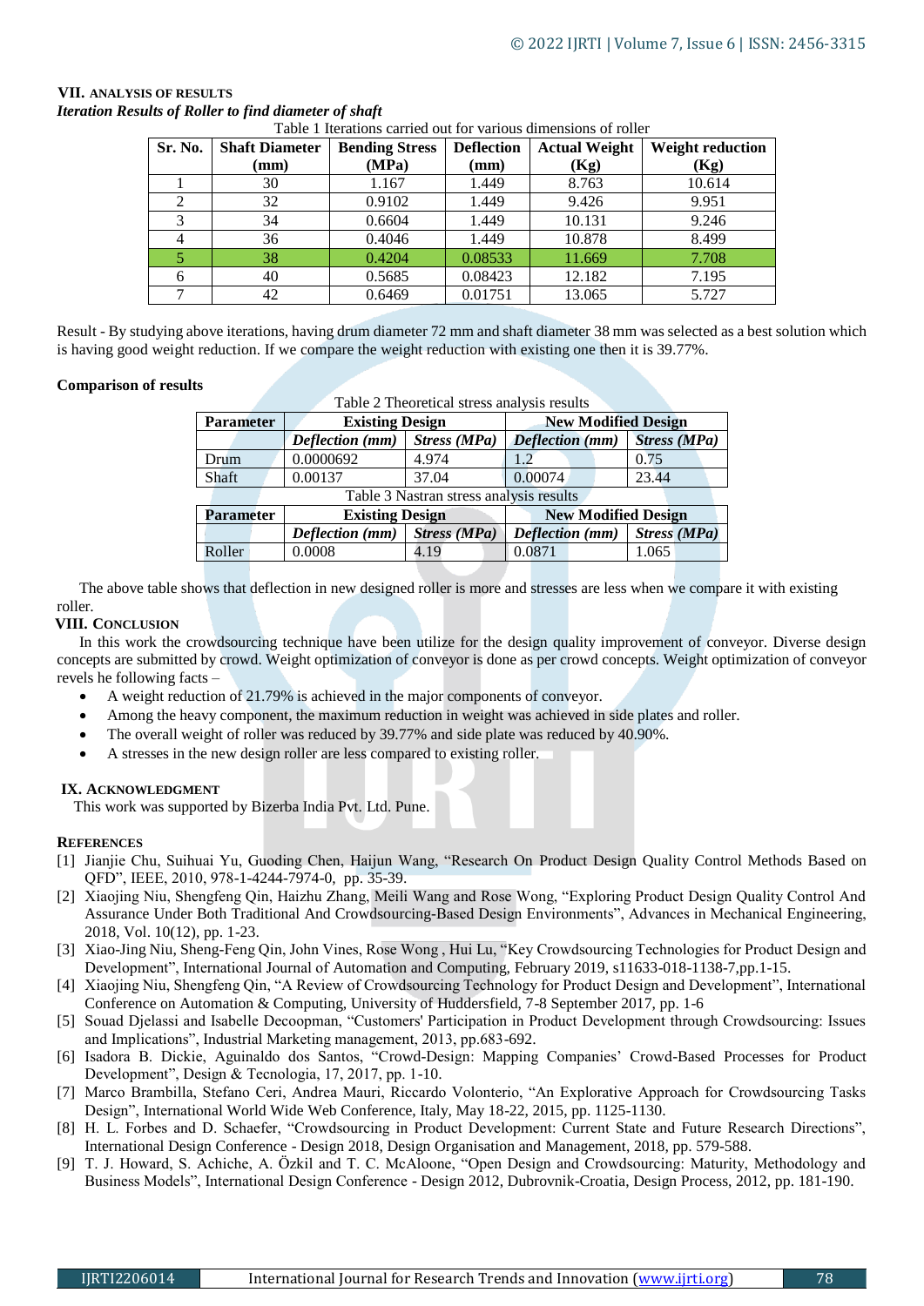## VII. ANALYSIS OF RESULTS

***Iteration Results of Roller to find diameter of shaft***

Table 1 Iterations carried out for various dimensions of roller

| Sr. No. | Shaft Diameter (mm) | Bending Stress (MPa) | Deflection (mm) | Actual Weight (Kg) | Weight reduction (Kg) |
|---|---|---|---|---|---|
| 1 | 30 | 1.167 | 1.449 | 8.763 | 10.614 |
| 2 | 32 | 0.9102 | 1.449 | 9.426 | 9.951 |
| 3 | 34 | 0.6604 | 1.449 | 10.131 | 9.246 |
| 4 | 36 | 0.4046 | 1.449 | 10.878 | 8.499 |
| 5 | 38 | 0.4204 | 0.08533 | 11.669 | 7.708 |
| 6 | 40 | 0.5685 | 0.08423 | 12.182 | 7.195 |
| 7 | 42 | 0.6469 | 0.01751 | 13.065 | 5.727 |

Result - By studying above iterations, having drum diameter 72 mm and shaft diameter 38 mm was selected as a best solution which is having good weight reduction. If we compare the weight reduction with existing one then it is 39.77%.

**Comparison of results**

Table 2 Theoretical stress analysis results

| Parameter | Existing Design | | New Modified Design | |
|---|---|---|---|---|
| | *Deflection (mm)* | *Stress (MPa)* | *Deflection (mm)* | *Stress (MPa)* |
| Drum | 0.0000692 | 4.974 | 1.2 | 0.75 |
| Shaft | 0.00137 | 37.04 | 0.00074 | 23.44 |

Table 3 Nastran stress analysis results

| Parameter | Existing Design | | New Modified Design | |
|---|---|---|---|---|
| | *Deflection (mm)* | *Stress (MPa)* | *Deflection (mm)* | *Stress (MPa)* |
| Roller | 0.0008 | 4.19 | 0.0871 | 1.065 |

The above table shows that deflection in new designed roller is more and stresses are less when we compare it with existing roller.

## VIII. CONCLUSION

In this work the crowdsourcing technique have been utilize for the design quality improvement of conveyor. Diverse design concepts are submitted by crowd. Weight optimization of conveyor is done as per crowd concepts. Weight optimization of conveyor revels he following facts –

- A weight reduction of 21.79% is achieved in the major components of conveyor.
- Among the heavy component, the maximum reduction in weight was achieved in side plates and roller.
- The overall weight of roller was reduced by 39.77% and side plate was reduced by 40.90%.
- A stresses in the new design roller are less compared to existing roller.

## IX. ACKNOWLEDGMENT

This work was supported by Bizerba India Pvt. Ltd. Pune.

## REFERENCES

[1] Jianjie Chu, Suihuai Yu, Guoding Chen, Haijun Wang, "Research On Product Design Quality Control Methods Based on QFD", IEEE, 2010, 978-1-4244-7974-0, pp. 35-39.

[2] Xiaojing Niu, Shengfeng Qin, Haizhu Zhang, Meili Wang and Rose Wong, "Exploring Product Design Quality Control And Assurance Under Both Traditional And Crowdsourcing-Based Design Environments", Advances in Mechanical Engineering, 2018, Vol. 10(12), pp. 1-23.

[3] Xiao-Jing Niu, Sheng-Feng Qin, John Vines, Rose Wong , Hui Lu, "Key Crowdsourcing Technologies for Product Design and Development", International Journal of Automation and Computing, February 2019, s11633-018-1138-7,pp.1-15.

[4] Xiaojing Niu, Shengfeng Qin, "A Review of Crowdsourcing Technology for Product Design and Development", International Conference on Automation & Computing, University of Huddersfield, 7-8 September 2017, pp. 1-6

[5] Souad Djelassi and Isabelle Decoopman, "Customers' Participation in Product Development through Crowdsourcing: Issues and Implications", Industrial Marketing management, 2013, pp.683-692.

[6] Isadora B. Dickie, Aguinaldo dos Santos, "Crowd-Design: Mapping Companies' Crowd-Based Processes for Product Development", Design & Tecnologia, 17, 2017, pp. 1-10.

[7] Marco Brambilla, Stefano Ceri, Andrea Mauri, Riccardo Volonterio, "An Explorative Approach for Crowdsourcing Tasks Design", International World Wide Web Conference, Italy, May 18-22, 2015, pp. 1125-1130.

[8] H. L. Forbes and D. Schaefer, "Crowdsourcing in Product Development: Current State and Future Research Directions", International Design Conference - Design 2018, Design Organisation and Management, 2018, pp. 579-588.

[9] T. J. Howard, S. Achiche, A. Özkil and T. C. McAloone, "Open Design and Crowdsourcing: Maturity, Methodology and Business Models", International Design Conference - Design 2012, Dubrovnik-Croatia, Design Process, 2012, pp. 181-190.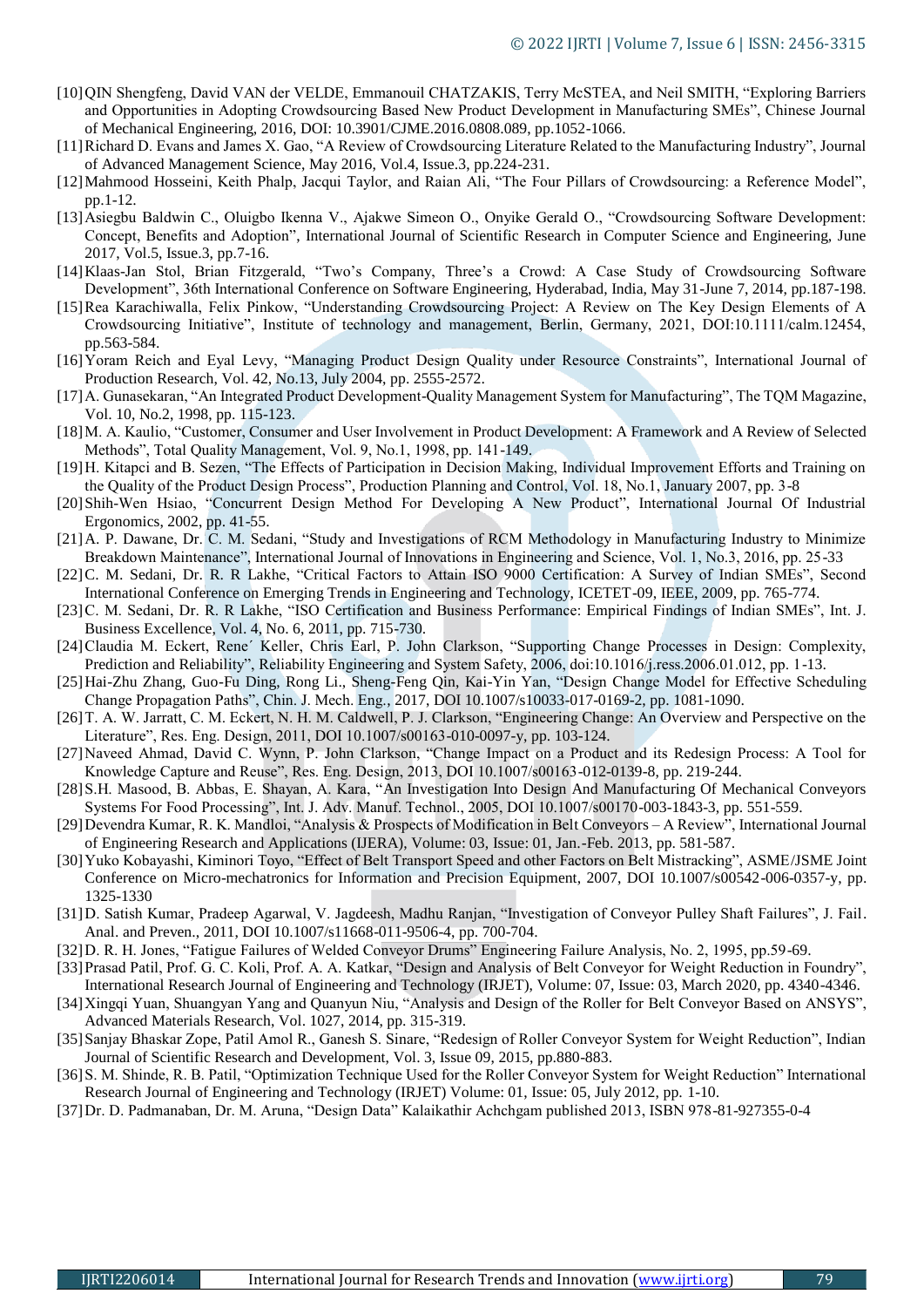[10] QIN Shengfeng, David VAN der VELDE, Emmanouil CHATZAKIS, Terry McSTEA, and Neil SMITH, "Exploring Barriers and Opportunities in Adopting Crowdsourcing Based New Product Development in Manufacturing SMEs", Chinese Journal of Mechanical Engineering, 2016, DOI: 10.3901/CJME.2016.0808.089, pp.1052-1066.

[11] Richard D. Evans and James X. Gao, "A Review of Crowdsourcing Literature Related to the Manufacturing Industry", Journal of Advanced Management Science, May 2016, Vol.4, Issue.3, pp.224-231.

[12] Mahmood Hosseini, Keith Phalp, Jacqui Taylor, and Raian Ali, "The Four Pillars of Crowdsourcing: a Reference Model", pp.1-12.

[13] Asiegbu Baldwin C., Oluigbo Ikenna V., Ajakwe Simeon O., Onyike Gerald O., "Crowdsourcing Software Development: Concept, Benefits and Adoption", International Journal of Scientific Research in Computer Science and Engineering, June 2017, Vol.5, Issue.3, pp.7-16.

[14] Klaas-Jan Stol, Brian Fitzgerald, "Two's Company, Three's a Crowd: A Case Study of Crowdsourcing Software Development", 36th International Conference on Software Engineering, Hyderabad, India, May 31-June 7, 2014, pp.187-198.

[15] Rea Karachiwalla, Felix Pinkow, "Understanding Crowdsourcing Project: A Review on The Key Design Elements of A Crowdsourcing Initiative", Institute of technology and management, Berlin, Germany, 2021, DOI:10.1111/calm.12454, pp.563-584.

[16] Yoram Reich and Eyal Levy, "Managing Product Design Quality under Resource Constraints", International Journal of Production Research, Vol. 42, No.13, July 2004, pp. 2555-2572.

[17] A. Gunasekaran, "An Integrated Product Development-Quality Management System for Manufacturing", The TQM Magazine, Vol. 10, No.2, 1998, pp. 115-123.

[18] M. A. Kaulio, "Customer, Consumer and User Involvement in Product Development: A Framework and A Review of Selected Methods", Total Quality Management, Vol. 9, No.1, 1998, pp. 141-149.

[19] H. Kitapci and B. Sezen, "The Effects of Participation in Decision Making, Individual Improvement Efforts and Training on the Quality of the Product Design Process", Production Planning and Control, Vol. 18, No.1, January 2007, pp. 3-8

[20] Shih-Wen Hsiao, "Concurrent Design Method For Developing A New Product", International Journal Of Industrial Ergonomics, 2002, pp. 41-55.

[21] A. P. Dawane, Dr. C. M. Sedani, "Study and Investigations of RCM Methodology in Manufacturing Industry to Minimize Breakdown Maintenance", International Journal of Innovations in Engineering and Science, Vol. 1, No.3, 2016, pp. 25-33

[22] C. M. Sedani, Dr. R. R Lakhe, "Critical Factors to Attain ISO 9000 Certification: A Survey of Indian SMEs", Second International Conference on Emerging Trends in Engineering and Technology, ICETET-09, IEEE, 2009, pp. 765-774.

[23] C. M. Sedani, Dr. R. R Lakhe, "ISO Certification and Business Performance: Empirical Findings of Indian SMEs", Int. J. Business Excellence, Vol. 4, No. 6, 2011, pp. 715-730.

[24] Claudia M. Eckert, Rene´ Keller, Chris Earl, P. John Clarkson, "Supporting Change Processes in Design: Complexity, Prediction and Reliability", Reliability Engineering and System Safety, 2006, doi:10.1016/j.ress.2006.01.012, pp. 1-13.

[25] Hai-Zhu Zhang, Guo-Fu Ding, Rong Li., Sheng-Feng Qin, Kai-Yin Yan, "Design Change Model for Effective Scheduling Change Propagation Paths", Chin. J. Mech. Eng., 2017, DOI 10.1007/s10033-017-0169-2, pp. 1081-1090.

[26] T. A. W. Jarratt, C. M. Eckert, N. H. M. Caldwell, P. J. Clarkson, "Engineering Change: An Overview and Perspective on the Literature", Res. Eng. Design, 2011, DOI 10.1007/s00163-010-0097-y, pp. 103-124.

[27] Naveed Ahmad, David C. Wynn, P. John Clarkson, "Change Impact on a Product and its Redesign Process: A Tool for Knowledge Capture and Reuse", Res. Eng. Design, 2013, DOI 10.1007/s00163-012-0139-8, pp. 219-244.

[28] S.H. Masood, B. Abbas, E. Shayan, A. Kara, "An Investigation Into Design And Manufacturing Of Mechanical Conveyors Systems For Food Processing", Int. J. Adv. Manuf. Technol., 2005, DOI 10.1007/s00170-003-1843-3, pp. 551-559.

[29] Devendra Kumar, R. K. Mandloi, "Analysis & Prospects of Modification in Belt Conveyors – A Review", International Journal of Engineering Research and Applications (IJERA), Volume: 03, Issue: 01, Jan.-Feb. 2013, pp. 581-587.

[30] Yuko Kobayashi, Kiminori Toyo, "Effect of Belt Transport Speed and other Factors on Belt Mistracking", ASME/JSME Joint Conference on Micro-mechatronics for Information and Precision Equipment, 2007, DOI 10.1007/s00542-006-0357-y, pp. 1325-1330

[31] D. Satish Kumar, Pradeep Agarwal, V. Jagdeesh, Madhu Ranjan, "Investigation of Conveyor Pulley Shaft Failures", J. Fail. Anal. and Preven., 2011, DOI 10.1007/s11668-011-9506-4, pp. 700-704.

[32] D. R. H. Jones, "Fatigue Failures of Welded Conveyor Drums" Engineering Failure Analysis, No. 2, 1995, pp.59-69.

[33] Prasad Patil, Prof. G. C. Koli, Prof. A. A. Katkar, "Design and Analysis of Belt Conveyor for Weight Reduction in Foundry", International Research Journal of Engineering and Technology (IRJET), Volume: 07, Issue: 03, March 2020, pp. 4340-4346.

[34] Xingqi Yuan, Shuangyan Yang and Quanyun Niu, "Analysis and Design of the Roller for Belt Conveyor Based on ANSYS", Advanced Materials Research, Vol. 1027, 2014, pp. 315-319.

[35] Sanjay Bhaskar Zope, Patil Amol R., Ganesh S. Sinare, "Redesign of Roller Conveyor System for Weight Reduction", Indian Journal of Scientific Research and Development, Vol. 3, Issue 09, 2015, pp.880-883.

[36] S. M. Shinde, R. B. Patil, "Optimization Technique Used for the Roller Conveyor System for Weight Reduction" International Research Journal of Engineering and Technology (IRJET) Volume: 01, Issue: 05, July 2012, pp. 1-10.

[37] Dr. D. Padmanaban, Dr. M. Aruna, "Design Data" Kalaikathir Achchgam published 2013, ISBN 978-81-927355-0-4